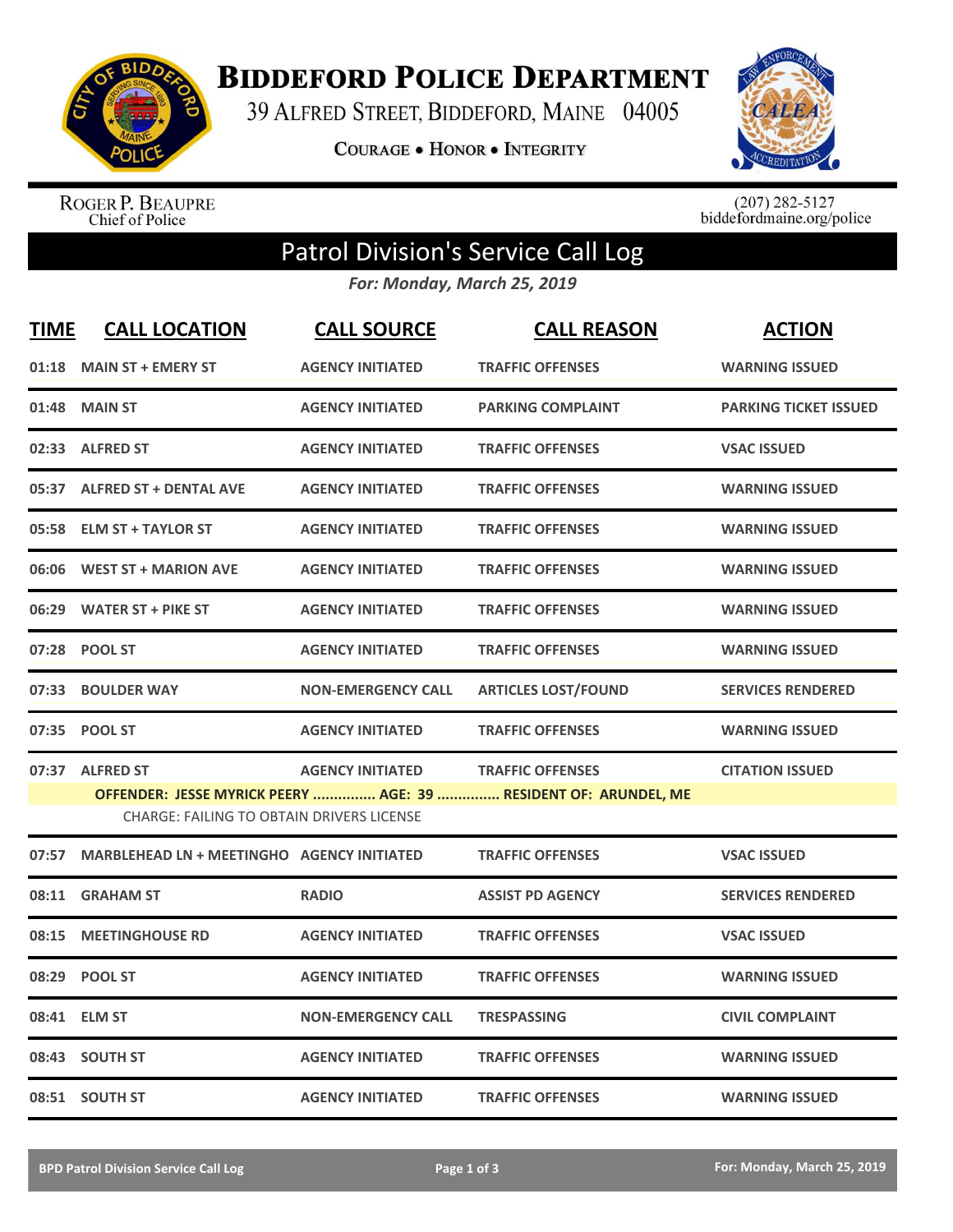# BIDDEFORD POLICE DEPARTMENT

39 ALFRED STREET, BIDDEFORD, MAINE 04005

COURAGE • HONOR • INTEGRITY

ROGER P. BEAUPRE
Chief of Police

(207) 282-5127
biddefordmaine.org/police

## Patrol Division's Service Call Log

*For: Monday, March 25, 2019*

| TIME | CALL LOCATION | CALL SOURCE | CALL REASON | ACTION |
|---|---|---|---|---|
| 01:18 | MAIN ST + EMERY ST | AGENCY INITIATED | TRAFFIC OFFENSES | WARNING ISSUED |
| 01:48 | MAIN ST | AGENCY INITIATED | PARKING COMPLAINT | PARKING TICKET ISSUED |
| 02:33 | ALFRED ST | AGENCY INITIATED | TRAFFIC OFFENSES | VSAC ISSUED |
| 05:37 | ALFRED ST + DENTAL AVE | AGENCY INITIATED | TRAFFIC OFFENSES | WARNING ISSUED |
| 05:58 | ELM ST + TAYLOR ST | AGENCY INITIATED | TRAFFIC OFFENSES | WARNING ISSUED |
| 06:06 | WEST ST + MARION AVE | AGENCY INITIATED | TRAFFIC OFFENSES | WARNING ISSUED |
| 06:29 | WATER ST + PIKE ST | AGENCY INITIATED | TRAFFIC OFFENSES | WARNING ISSUED |
| 07:28 | POOL ST | AGENCY INITIATED | TRAFFIC OFFENSES | WARNING ISSUED |
| 07:33 | BOULDER WAY | NON-EMERGENCY CALL | ARTICLES LOST/FOUND | SERVICES RENDERED |
| 07:35 | POOL ST | AGENCY INITIATED | TRAFFIC OFFENSES | WARNING ISSUED |
| 07:37 | ALFRED ST | AGENCY INITIATED | TRAFFIC OFFENSES | CITATION ISSUED |
| | OFFENDER: JESSE MYRICK PEERY ............... AGE: 39 ............... RESIDENT OF: ARUNDEL, ME<br>CHARGE: FAILING TO OBTAIN DRIVERS LICENSE | | | |
| 07:57 | MARBLEHEAD LN + MEETINGHO | AGENCY INITIATED | TRAFFIC OFFENSES | VSAC ISSUED |
| 08:11 | GRAHAM ST | RADIO | ASSIST PD AGENCY | SERVICES RENDERED |
| 08:15 | MEETINGHOUSE RD | AGENCY INITIATED | TRAFFIC OFFENSES | VSAC ISSUED |
| 08:29 | POOL ST | AGENCY INITIATED | TRAFFIC OFFENSES | WARNING ISSUED |
| 08:41 | ELM ST | NON-EMERGENCY CALL | TRESPASSING | CIVIL COMPLAINT |
| 08:43 | SOUTH ST | AGENCY INITIATED | TRAFFIC OFFENSES | WARNING ISSUED |
| 08:51 | SOUTH ST | AGENCY INITIATED | TRAFFIC OFFENSES | WARNING ISSUED |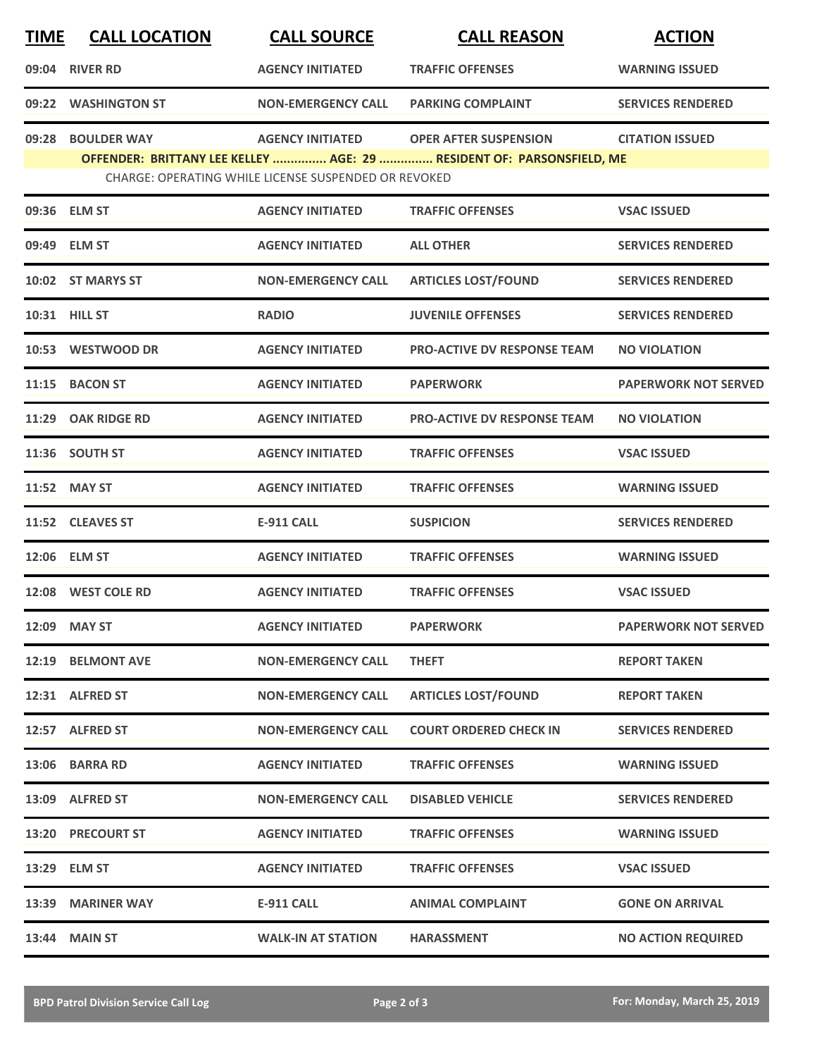| TIME | CALL LOCATION | CALL SOURCE | CALL REASON | ACTION |
|---|---|---|---|---|
| 09:04 | RIVER RD | AGENCY INITIATED | TRAFFIC OFFENSES | WARNING ISSUED |
| 09:22 | WASHINGTON ST | NON-EMERGENCY CALL | PARKING COMPLAINT | SERVICES RENDERED |
| 09:28 | BOULDER WAY | AGENCY INITIATED | OPER AFTER SUSPENSION | CITATION ISSUED |
| | **OFFENDER: BRITTANY LEE KELLEY ............... AGE: 29 ............... RESIDENT OF: PARSONSFIELD, ME** | | | |
| | CHARGE: OPERATING WHILE LICENSE SUSPENDED OR REVOKED | | | |
| 09:36 | ELM ST | AGENCY INITIATED | TRAFFIC OFFENSES | VSAC ISSUED |
| 09:49 | ELM ST | AGENCY INITIATED | ALL OTHER | SERVICES RENDERED |
| 10:02 | ST MARYS ST | NON-EMERGENCY CALL | ARTICLES LOST/FOUND | SERVICES RENDERED |
| 10:31 | HILL ST | RADIO | JUVENILE OFFENSES | SERVICES RENDERED |
| 10:53 | WESTWOOD DR | AGENCY INITIATED | PRO-ACTIVE DV RESPONSE TEAM | NO VIOLATION |
| 11:15 | BACON ST | AGENCY INITIATED | PAPERWORK | PAPERWORK NOT SERVED |
| 11:29 | OAK RIDGE RD | AGENCY INITIATED | PRO-ACTIVE DV RESPONSE TEAM | NO VIOLATION |
| 11:36 | SOUTH ST | AGENCY INITIATED | TRAFFIC OFFENSES | VSAC ISSUED |
| 11:52 | MAY ST | AGENCY INITIATED | TRAFFIC OFFENSES | WARNING ISSUED |
| 11:52 | CLEAVES ST | E-911 CALL | SUSPICION | SERVICES RENDERED |
| 12:06 | ELM ST | AGENCY INITIATED | TRAFFIC OFFENSES | WARNING ISSUED |
| 12:08 | WEST COLE RD | AGENCY INITIATED | TRAFFIC OFFENSES | VSAC ISSUED |
| 12:09 | MAY ST | AGENCY INITIATED | PAPERWORK | PAPERWORK NOT SERVED |
| 12:19 | BELMONT AVE | NON-EMERGENCY CALL | THEFT | REPORT TAKEN |
| 12:31 | ALFRED ST | NON-EMERGENCY CALL | ARTICLES LOST/FOUND | REPORT TAKEN |
| 12:57 | ALFRED ST | NON-EMERGENCY CALL | COURT ORDERED CHECK IN | SERVICES RENDERED |
| 13:06 | BARRA RD | AGENCY INITIATED | TRAFFIC OFFENSES | WARNING ISSUED |
| 13:09 | ALFRED ST | NON-EMERGENCY CALL | DISABLED VEHICLE | SERVICES RENDERED |
| 13:20 | PRECOURT ST | AGENCY INITIATED | TRAFFIC OFFENSES | WARNING ISSUED |
| 13:29 | ELM ST | AGENCY INITIATED | TRAFFIC OFFENSES | VSAC ISSUED |
| 13:39 | MARINER WAY | E-911 CALL | ANIMAL COMPLAINT | GONE ON ARRIVAL |
| 13:44 | MAIN ST | WALK-IN AT STATION | HARASSMENT | NO ACTION REQUIRED |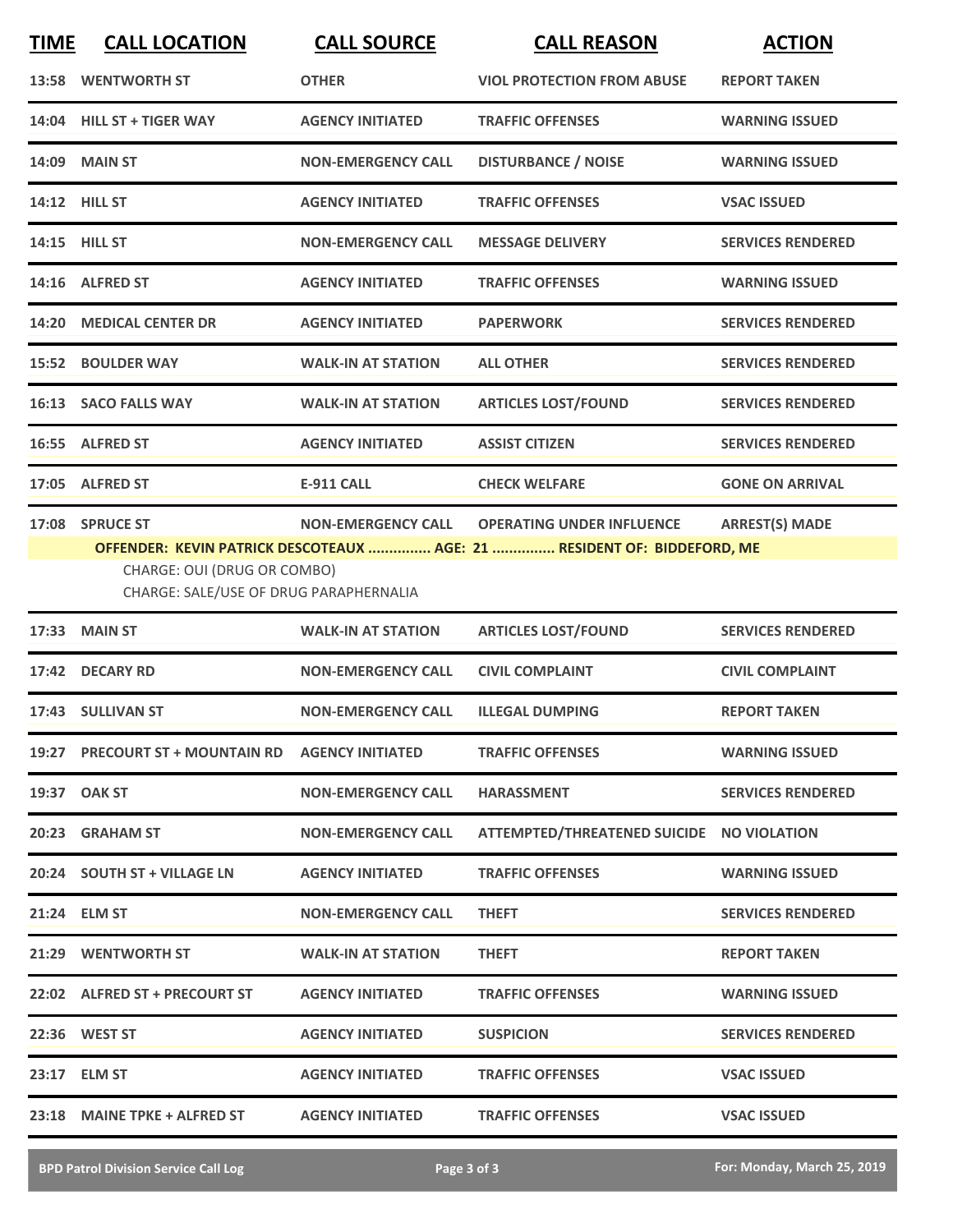| TIME | CALL LOCATION | CALL SOURCE | CALL REASON | ACTION |
|---|---|---|---|---|
| 13:58 | WENTWORTH ST | OTHER | VIOL PROTECTION FROM ABUSE | REPORT TAKEN |
| 14:04 | HILL ST + TIGER WAY | AGENCY INITIATED | TRAFFIC OFFENSES | WARNING ISSUED |
| 14:09 | MAIN ST | NON-EMERGENCY CALL | DISTURBANCE / NOISE | WARNING ISSUED |
| 14:12 | HILL ST | AGENCY INITIATED | TRAFFIC OFFENSES | VSAC ISSUED |
| 14:15 | HILL ST | NON-EMERGENCY CALL | MESSAGE DELIVERY | SERVICES RENDERED |
| 14:16 | ALFRED ST | AGENCY INITIATED | TRAFFIC OFFENSES | WARNING ISSUED |
| 14:20 | MEDICAL CENTER DR | AGENCY INITIATED | PAPERWORK | SERVICES RENDERED |
| 15:52 | BOULDER WAY | WALK-IN AT STATION | ALL OTHER | SERVICES RENDERED |
| 16:13 | SACO FALLS WAY | WALK-IN AT STATION | ARTICLES LOST/FOUND | SERVICES RENDERED |
| 16:55 | ALFRED ST | AGENCY INITIATED | ASSIST CITIZEN | SERVICES RENDERED |
| 17:05 | ALFRED ST | E-911 CALL | CHECK WELFARE | GONE ON ARRIVAL |
| 17:08 | SPRUCE ST | NON-EMERGENCY CALL | OPERATING UNDER INFLUENCE | ARREST(S) MADE |
| | **OFFENDER: KEVIN PATRICK DESCOTEAUX ............... AGE: 21 ............... RESIDENT OF: BIDDEFORD, ME**<br>CHARGE: OUI (DRUG OR COMBO)<br>CHARGE: SALE/USE OF DRUG PARAPHERNALIA | | | |
| 17:33 | MAIN ST | WALK-IN AT STATION | ARTICLES LOST/FOUND | SERVICES RENDERED |
| 17:42 | DECARY RD | NON-EMERGENCY CALL | CIVIL COMPLAINT | CIVIL COMPLAINT |
| 17:43 | SULLIVAN ST | NON-EMERGENCY CALL | ILLEGAL DUMPING | REPORT TAKEN |
| 19:27 | PRECOURT ST + MOUNTAIN RD | AGENCY INITIATED | TRAFFIC OFFENSES | WARNING ISSUED |
| 19:37 | OAK ST | NON-EMERGENCY CALL | HARASSMENT | SERVICES RENDERED |
| 20:23 | GRAHAM ST | NON-EMERGENCY CALL | ATTEMPTED/THREATENED SUICIDE | NO VIOLATION |
| 20:24 | SOUTH ST + VILLAGE LN | AGENCY INITIATED | TRAFFIC OFFENSES | WARNING ISSUED |
| 21:24 | ELM ST | NON-EMERGENCY CALL | THEFT | SERVICES RENDERED |
| 21:29 | WENTWORTH ST | WALK-IN AT STATION | THEFT | REPORT TAKEN |
| 22:02 | ALFRED ST + PRECOURT ST | AGENCY INITIATED | TRAFFIC OFFENSES | WARNING ISSUED |
| 22:36 | WEST ST | AGENCY INITIATED | SUSPICION | SERVICES RENDERED |
| 23:17 | ELM ST | AGENCY INITIATED | TRAFFIC OFFENSES | VSAC ISSUED |
| 23:18 | MAINE TPKE + ALFRED ST | AGENCY INITIATED | TRAFFIC OFFENSES | VSAC ISSUED |